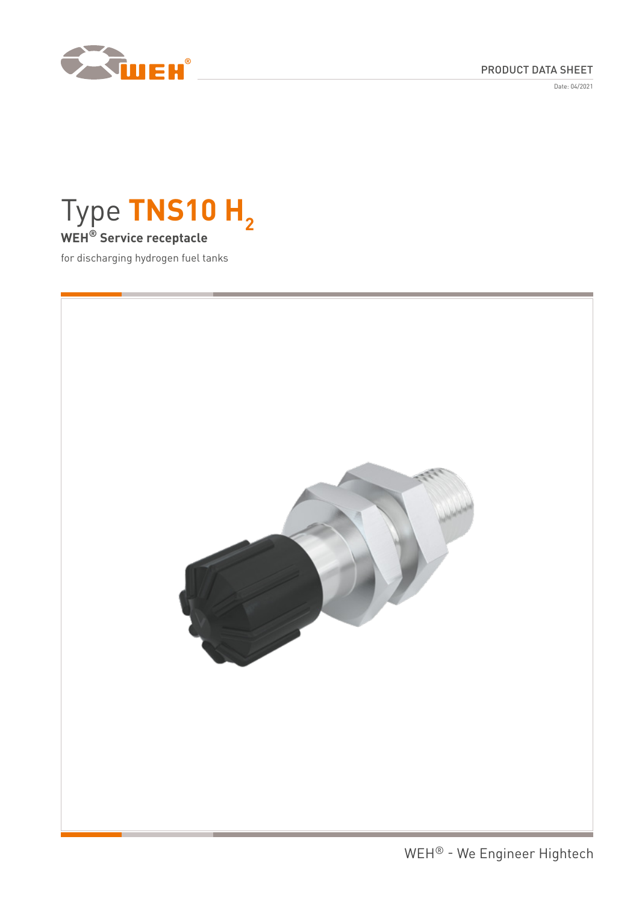PRODUCT DATA SHEET

Date: 04/2021

# Type TNS10 $H_2$

**WEH® Service receptacle**

for discharging hydrogen fuel tanks

WEH® - We Engineer Hightech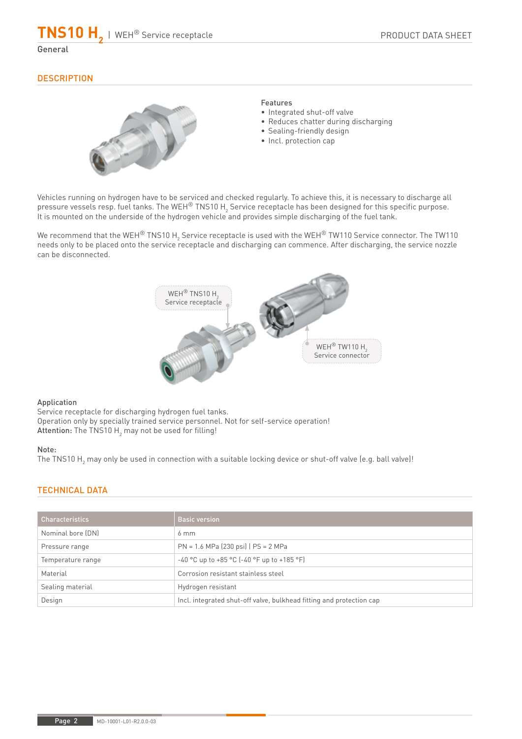## General

## DESCRIPTION

**Features**

- Integrated shut-off valve
- Reduces chatter during discharging
- Sealing-friendly design
- Incl. protection cap

Vehicles running on hydrogen have to be serviced and checked regularly. To achieve this, it is necessary to discharge all pressure vessels resp. fuel tanks. The WEH® TNS10 $H_2$ Service receptacle has been designed for this specific purpose. It is mounted on the underside of the hydrogen vehicle and provides simple discharging of the fuel tank.

We recommend that the WEH® TNS10 $H_2$ Service receptacle is used with the WEH® TW110 Service connector. The TW110 needs only to be placed onto the service receptacle and discharging can commence. After discharging, the service nozzle can be disconnected.

WEH® TNS10 $H_2$ Service receptacle

WEH® TW110 $H_2$ Service connector

**Application**

Service receptacle for discharging hydrogen fuel tanks.
Operation only by specially trained service personnel. Not for self-service operation!
**Attention:** The TNS10 $H_2$ may not be used for filling!

**Note:**
The TNS10 $H_2$ may only be used in connection with a suitable locking device or shut-off valve (e.g. ball valve)!

## TECHNICAL DATA

| Characteristics | Basic version |
|---|---|
| Nominal bore (DN) | 6 mm |
| Pressure range | PN = 1.6 MPa (230 psi) \| PS = 2 MPa |
| Temperature range | -40 °C up to +85 °C (-40 °F up to +185 °F) |
| Material | Corrosion resistant stainless steel |
| Sealing material | Hydrogen resistant |
| Design | Incl. integrated shut-off valve, bulkhead fitting and protection cap |

MD-10001-L01-R2.0.0-03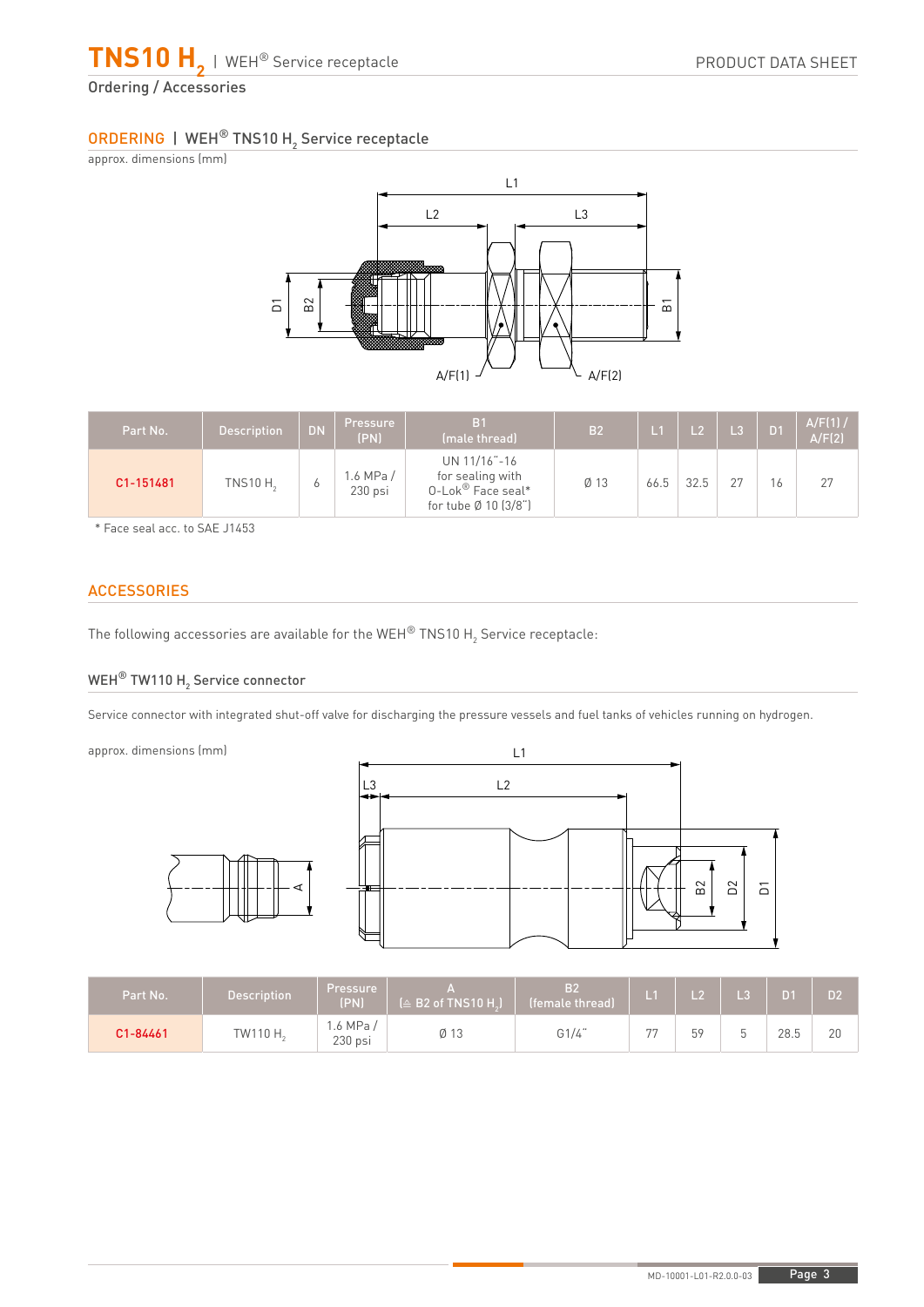Ordering / Accessories

## ORDERING | WEH® TNS10 $H_2$ Service receptacle

approx. dimensions (mm)

| Part No. | Description | DN | Pressure (PN) | B1 (male thread) | B2 | L1 | L2 | L3 | D1 | A/F(1) / A/F(2) |
|---|---|---|---|---|---|---|---|---|---|---|
| C1-151481 | TNS10 $H_2$ | 6 | 1.6 MPa / 230 psi | UN 11/16˝-16 for sealing with O-Lok® Face seal* for tube Ø 10 (3/8˝) | Ø 13 | 66.5 | 32.5 | 27 | 16 | 27 |

\* Face seal acc. to SAE J1453

## ACCESSORIES

The following accessories are available for the WEH® TNS10 $H_2$ Service receptacle:

### WEH® TW110 $H_2$ Service connector

Service connector with integrated shut-off valve for discharging the pressure vessels and fuel tanks of vehicles running on hydrogen.

approx. dimensions (mm)

| Part No. | Description | Pressure (PN) | A (≙ B2 of TNS10 $H_2$) | B2 (female thread) | L1 | L2 | L3 | D1 | D2 |
|---|---|---|---|---|---|---|---|---|---|
| C1-84461 | TW110 $H_2$ | 1.6 MPa / 230 psi | Ø 13 | G1/4˝ | 77 | 59 | 5 | 28.5 | 20 |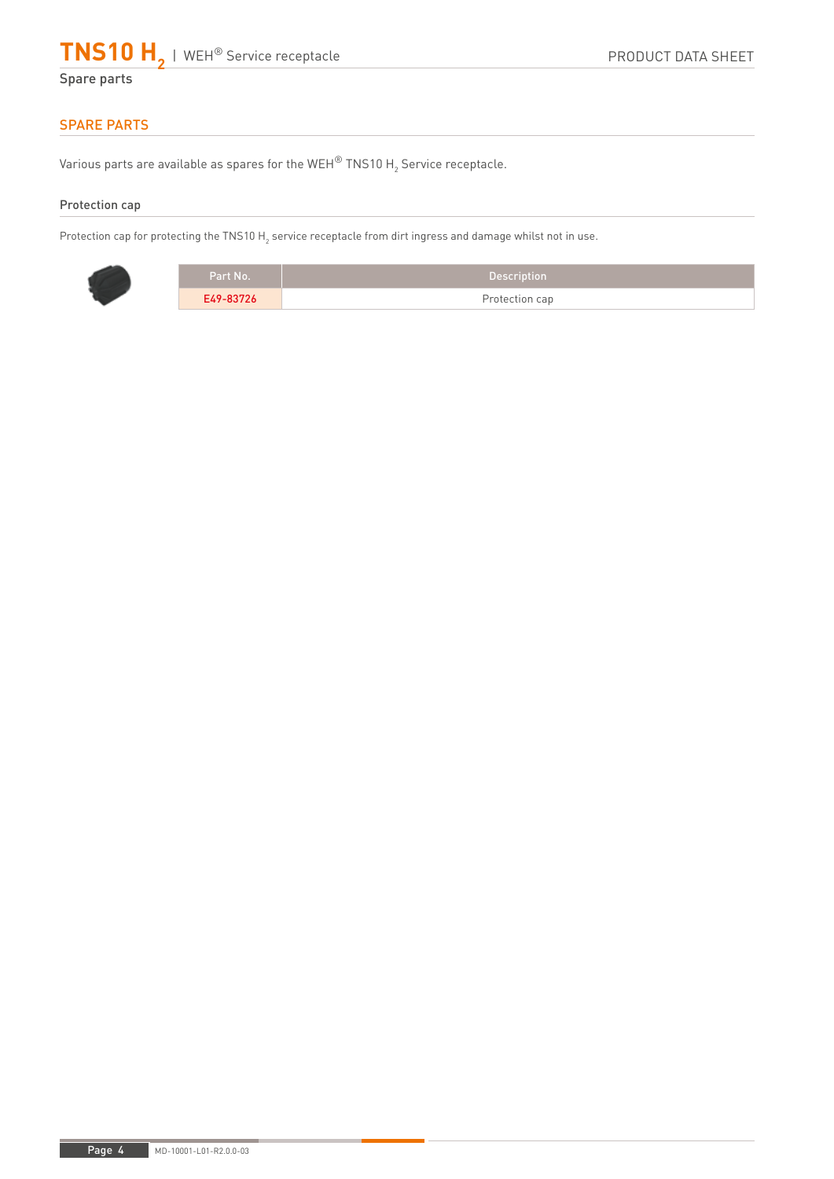Spare parts

## SPARE PARTS

Various parts are available as spares for the WEH® TNS10 $H_2$ Service receptacle.

### Protection cap

Protection cap for protecting the TNS10 $H_2$ service receptacle from dirt ingress and damage whilst not in use.

| Part No. | Description |
| --- | --- |
| E49-83726 | Protection cap |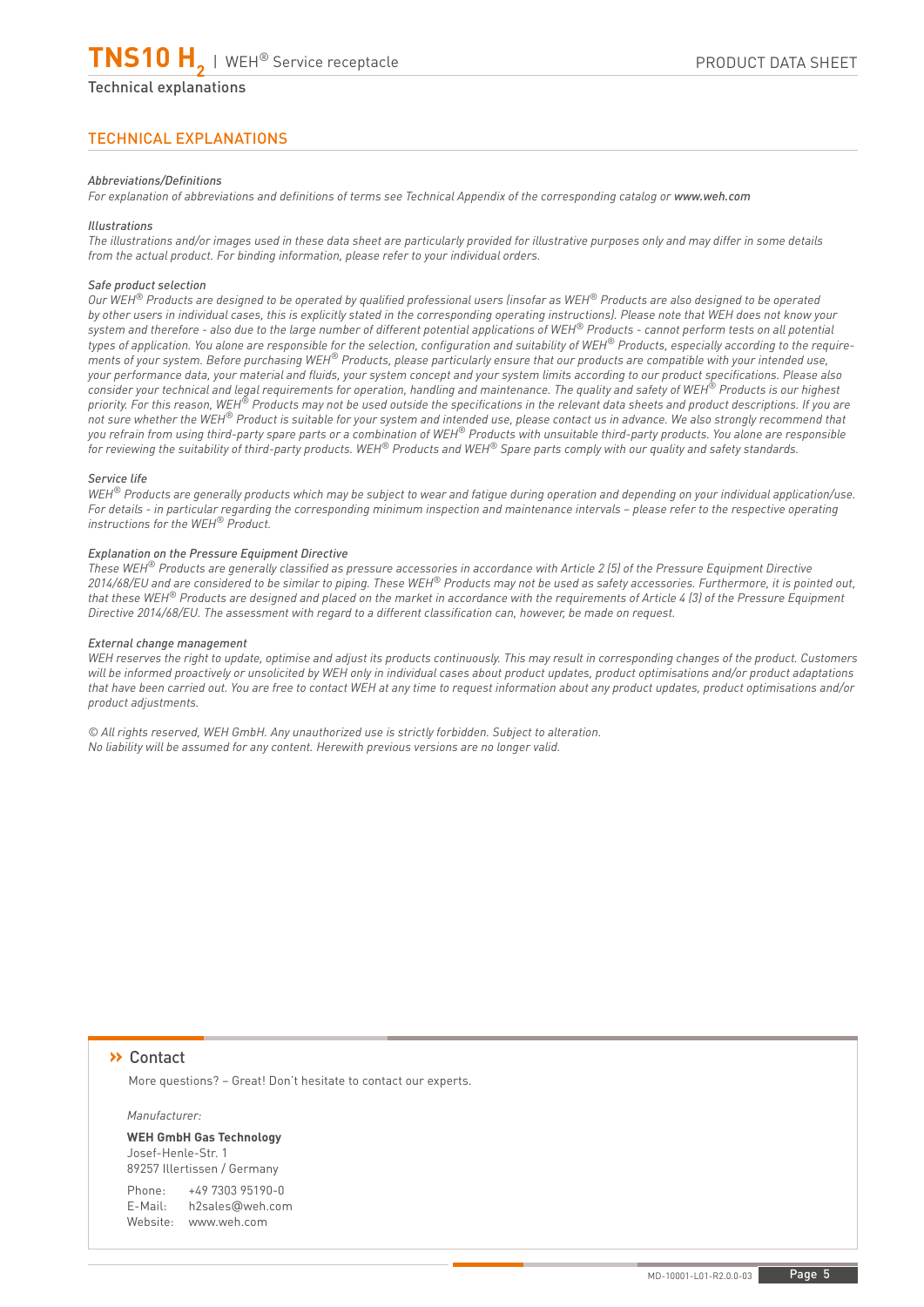Technical explanations

## TECHNICAL EXPLANATIONS

*Abbreviations/Definitions*
*For explanation of abbreviations and definitions of terms see Technical Appendix of the corresponding catalog or **www.weh.com***

*Illustrations*
*The illustrations and/or images used in these data sheet are particularly provided for illustrative purposes only and may differ in some details from the actual product. For binding information, please refer to your individual orders.*

*Safe product selection*
*Our WEH® Products are designed to be operated by qualified professional users (insofar as WEH® Products are also designed to be operated by other users in individual cases, this is explicitly stated in the corresponding operating instructions). Please note that WEH does not know your system and therefore - also due to the large number of different potential applications of WEH® Products - cannot perform tests on all potential types of application. You alone are responsible for the selection, configuration and suitability of WEH® Products, especially according to the requirements of your system. Before purchasing WEH® Products, please particularly ensure that our products are compatible with your intended use, your performance data, your material and fluids, your system concept and your system limits according to our product specifications. Please also consider your technical and legal requirements for operation, handling and maintenance. The quality and safety of WEH® Products is our highest priority. For this reason, WEH® Products may not be used outside the specifications in the relevant data sheets and product descriptions. If you are not sure whether the WEH® Product is suitable for your system and intended use, please contact us in advance. We also strongly recommend that you refrain from using third-party spare parts or a combination of WEH® Products with unsuitable third-party products. You alone are responsible for reviewing the suitability of third-party products. WEH® Products and WEH® Spare parts comply with our quality and safety standards.*

*Service life*
*WEH® Products are generally products which may be subject to wear and fatigue during operation and depending on your individual application/use. For details - in particular regarding the corresponding minimum inspection and maintenance intervals – please refer to the respective operating instructions for the WEH® Product.*

*Explanation on the Pressure Equipment Directive*
*These WEH® Products are generally classified as pressure accessories in accordance with Article 2 (5) of the Pressure Equipment Directive 2014/68/EU and are considered to be similar to piping. These WEH® Products may not be used as safety accessories. Furthermore, it is pointed out, that these WEH® Products are designed and placed on the market in accordance with the requirements of Article 4 (3) of the Pressure Equipment Directive 2014/68/EU. The assessment with regard to a different classification can, however, be made on request.*

*External change management*
*WEH reserves the right to update, optimise and adjust its products continuously. This may result in corresponding changes of the product. Customers will be informed proactively or unsolicited by WEH only in individual cases about product updates, product optimisations and/or product adaptations that have been carried out. You are free to contact WEH at any time to request information about any product updates, product optimisations and/or product adjustments.*

*© All rights reserved, WEH GmbH. Any unauthorized use is strictly forbidden. Subject to alteration.*
*No liability will be assumed for any content. Herewith previous versions are no longer valid.*

## » Contact

More questions? – Great! Don't hesitate to contact our experts.

*Manufacturer:*

**WEH GmbH Gas Technology**
Josef-Henle-Str. 1
89257 Illertissen / Germany

Phone: +49 7303 95190-0
E-Mail: h2sales@weh.com
Website: www.weh.com

MD-10001-L01-R2.0.0-03